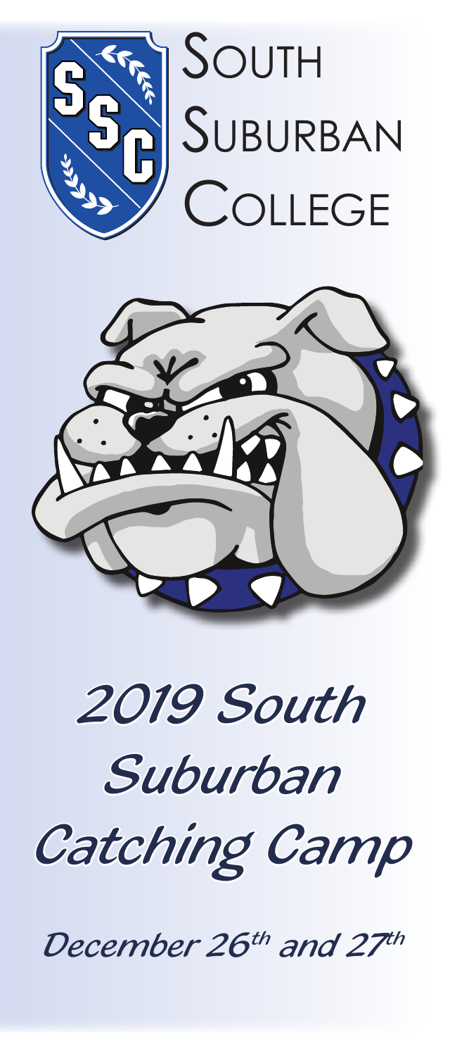# South Suburban College

# *2019 South Suburban Catching Camp*

*December 26th and 27th*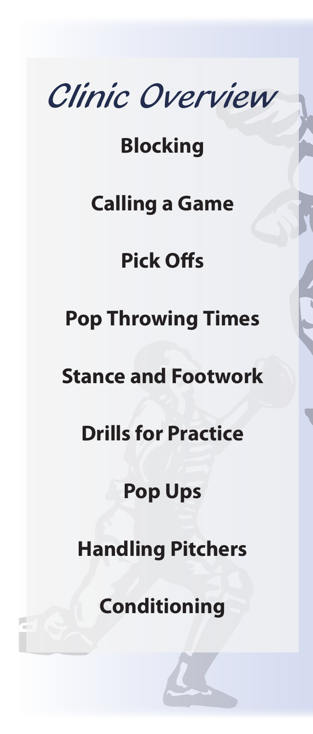# *Clinic Overview*

**Blocking**

**Calling a Game**

**Pick Offs**

**Pop Throwing Times**

**Stance and Footwork**

**Drills for Practice**

**Pop Ups**

**Handling Pitchers**

**Conditioning**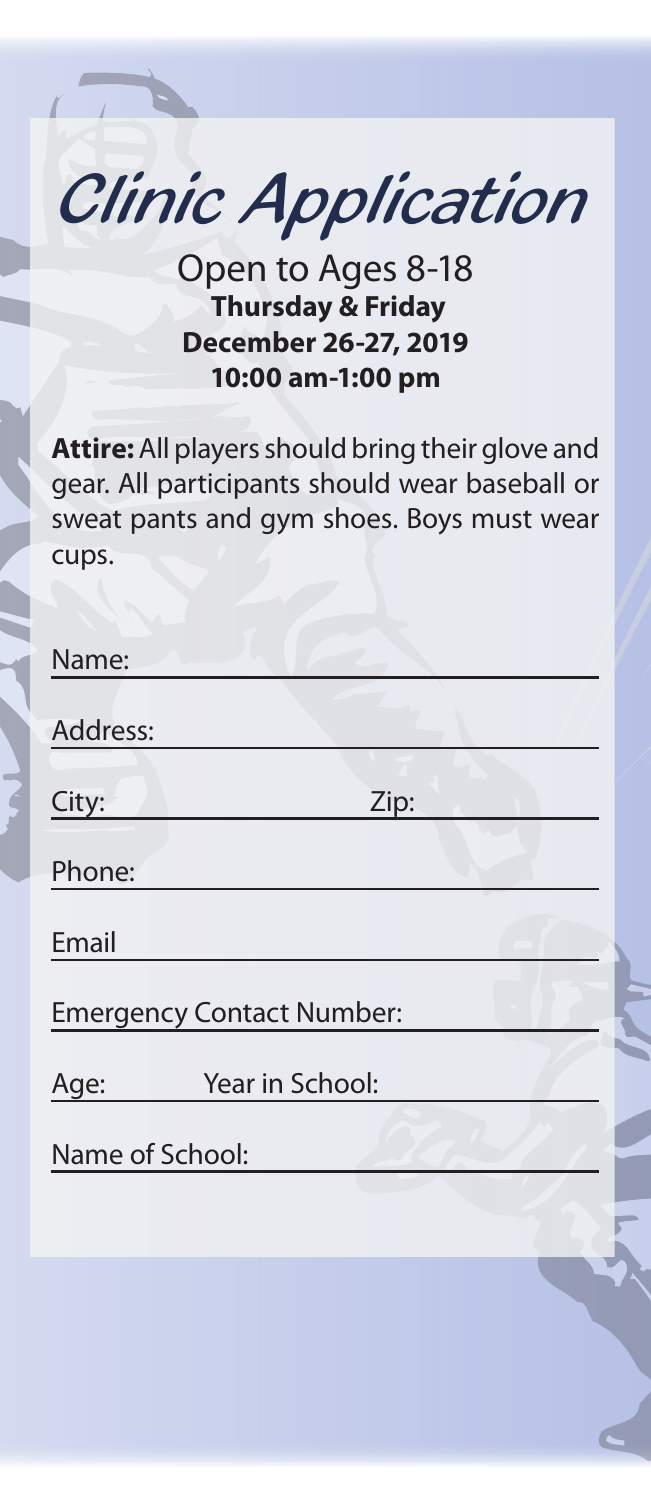# Clinic Application

Open to Ages 8-18

**Thursday & Friday**

**December 26-27, 2019**

**10:00 am-1:00 pm**

**Attire:** All players should bring their glove and gear. All participants should wear baseball or sweat pants and gym shoes. Boys must wear cups.

Name: ______________________________

Address: ______________________________

City: ______________ Zip: ______________

Phone: ______________________________

Email ______________________________

Emergency Contact Number: ______________________________

Age: ________ Year in School: ______________

Name of School: ______________________________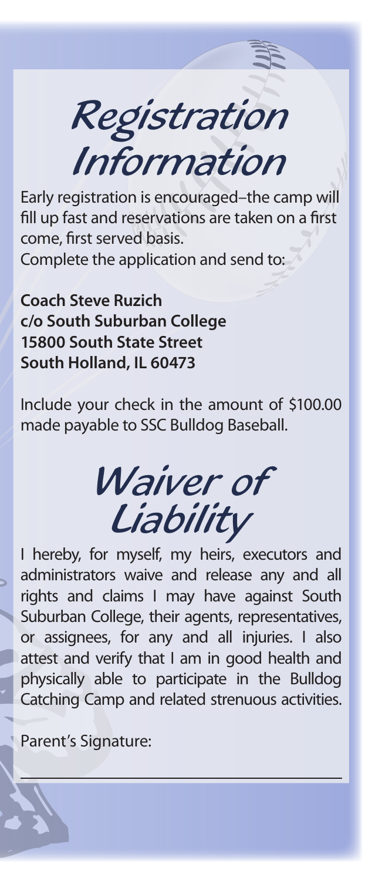# Registration Information

Early registration is encouraged–the camp will fill up fast and reservations are taken on a first come, first served basis.

Complete the application and send to:

**Coach Steve Ruzich**
**c/o South Suburban College**
**15800 South State Street**
**South Holland, IL 60473**

Include your check in the amount of $100.00 made payable to SSC Bulldog Baseball.

# Waiver of Liability

I hereby, for myself, my heirs, executors and administrators waive and release any and all rights and claims I may have against South Suburban College, their agents, representatives, or assignees, for any and all injuries. I also attest and verify that I am in good health and physically able to participate in the Bulldog Catching Camp and related strenuous activities.

Parent's Signature:

\_\_\_\_\_\_\_\_\_\_\_\_\_\_\_\_\_\_\_\_\_\_\_\_\_\_\_\_\_\_\_\_\_\_\_\_\_\_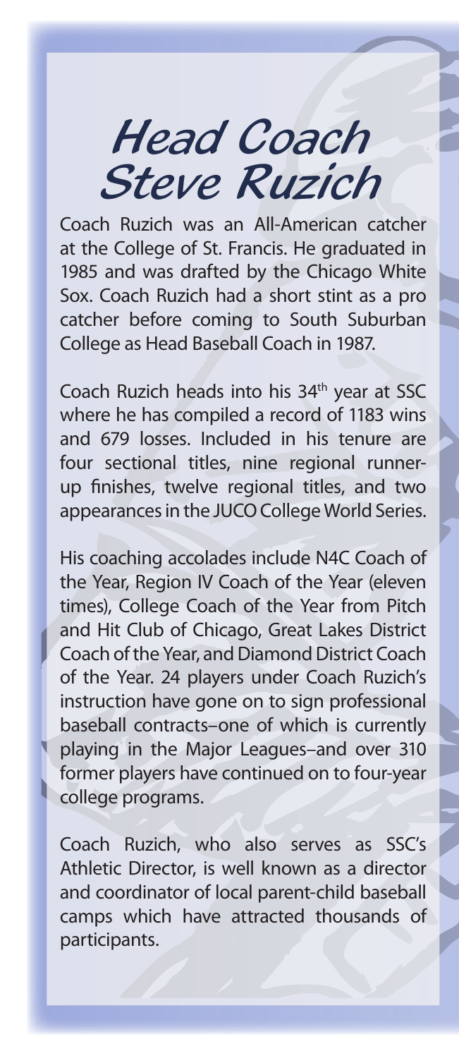# Head Coach Steve Ruzich

Coach Ruzich was an All-American catcher at the College of St. Francis. He graduated in 1985 and was drafted by the Chicago White Sox. Coach Ruzich had a short stint as a pro catcher before coming to South Suburban College as Head Baseball Coach in 1987.

Coach Ruzich heads into his 34th year at SSC where he has compiled a record of 1183 wins and 679 losses. Included in his tenure are four sectional titles, nine regional runner-up finishes, twelve regional titles, and two appearances in the JUCO College World Series.

His coaching accolades include N4C Coach of the Year, Region IV Coach of the Year (eleven times), College Coach of the Year from Pitch and Hit Club of Chicago, Great Lakes District Coach of the Year, and Diamond District Coach of the Year. 24 players under Coach Ruzich's instruction have gone on to sign professional baseball contracts–one of which is currently playing in the Major Leagues–and over 310 former players have continued on to four-year college programs.

Coach Ruzich, who also serves as SSC's Athletic Director, is well known as a director and coordinator of local parent-child baseball camps which have attracted thousands of participants.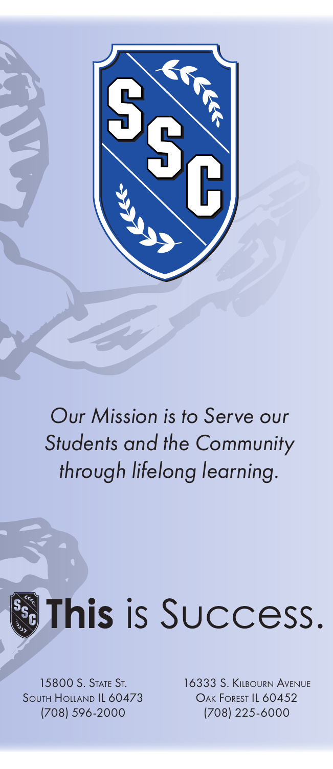*Our Mission is to Serve our Students and the Community through lifelong learning.*

**This** is Success.

15800 S. State St.
South Holland IL 60473
(708) 596-2000

16333 S. Kilbourn Avenue
Oak Forest IL 60452
(708) 225-6000